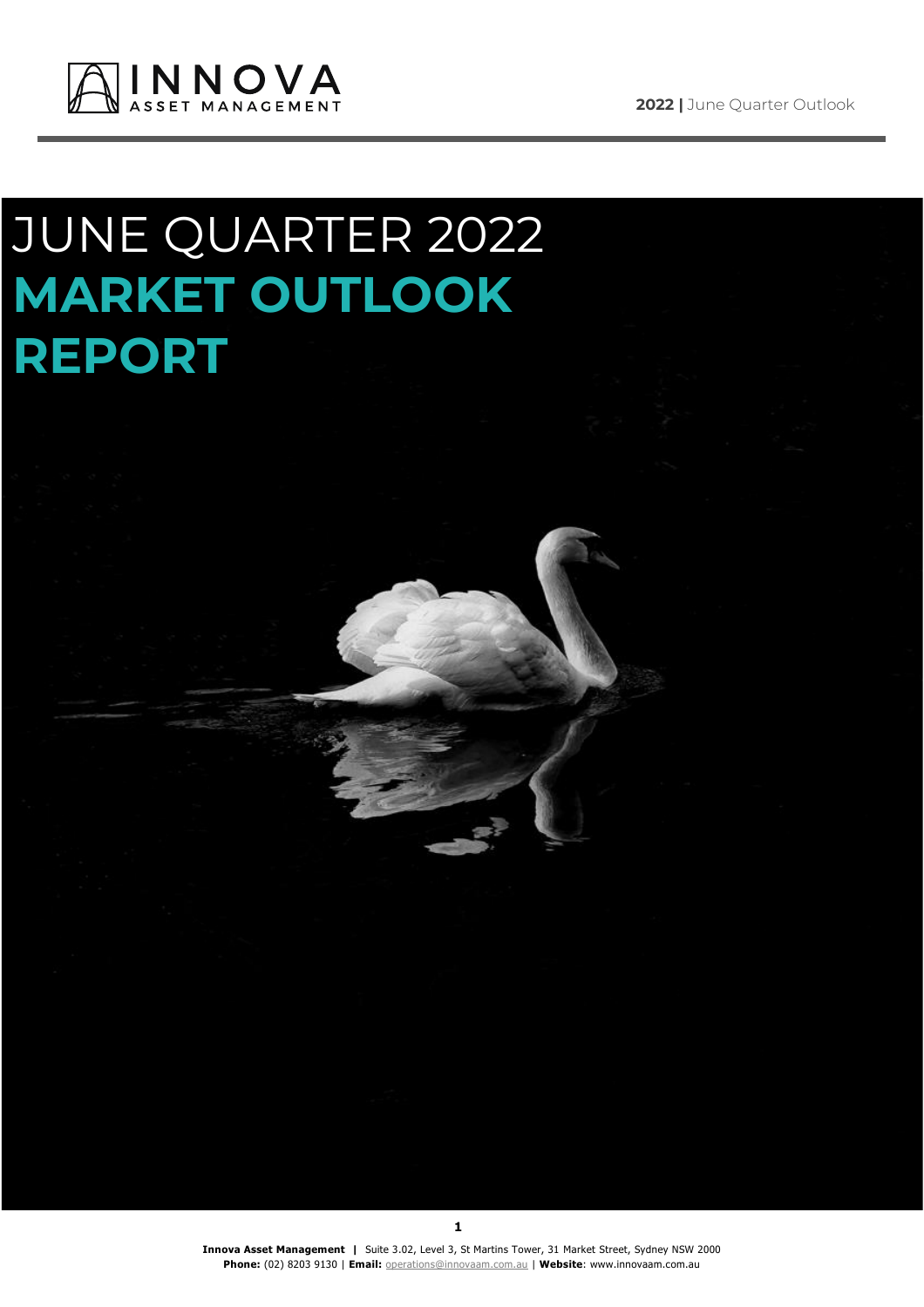# JUNE QUARTER 2022

# MARKET OUTLOOK REPORT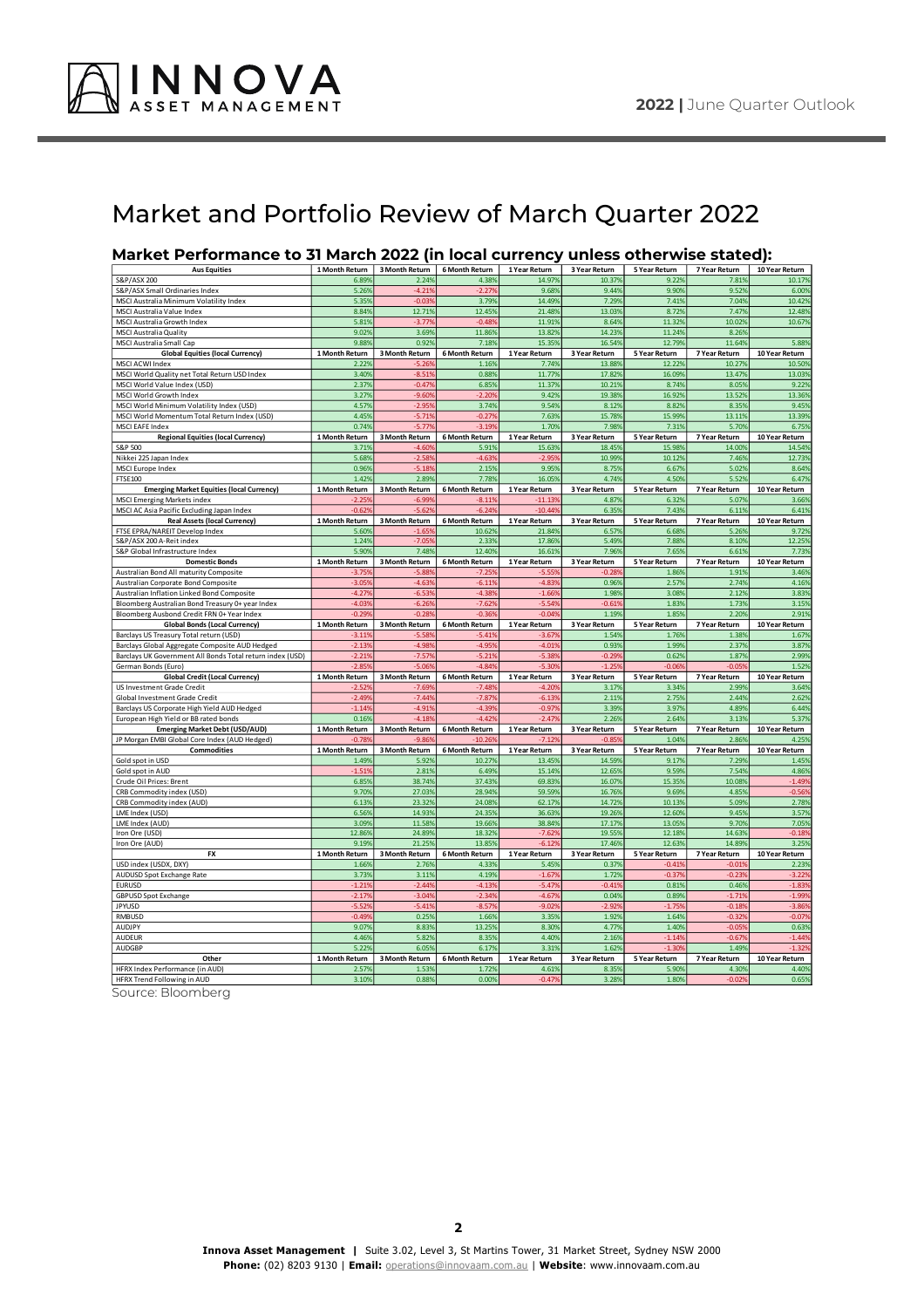# Market and Portfolio Review of March Quarter 2022

## Market Performance to 31 March 2022 (in local currency unless otherwise stated):

| Aus Equities | 1 Month Return | 3 Month Return | 6 Month Return | 1 Year Return | 3 Year Return | 5 Year Return | 7 Year Return | 10 Year Return |
|---|---|---|---|---|---|---|---|---|
| S&P/ASX 200 | 6.89% | 2.24% | 4.38% | 14.97% | 10.37% | 9.22% | 7.81% | 10.17% |
| S&P/ASX Small Ordinaries Index | 5.26% | -4.21% | -2.27% | 9.68% | 9.44% | 9.90% | 9.52% | 6.00% |
| MSCI Australia Minimum Volatility Index | 5.35% | -0.03% | 3.79% | 14.49% | 7.29% | 7.41% | 7.04% | 10.42% |
| MSCI Australia Value Index | 8.84% | 12.71% | 12.45% | 21.48% | 13.03% | 8.72% | 7.47% | 12.48% |
| MSCI Australia Growth Index | 5.81% | -3.77% | -0.48% | 11.91% | 8.64% | 11.32% | 10.02% | 10.67% |
| MSCI Australia Quality | 9.02% | 3.69% | 11.86% | 13.82% | 14.23% | 11.24% | 8.26% | |
| MSCI Australia Small Cap | 9.88% | 0.92% | 7.18% | 15.35% | 16.54% | 12.79% | 11.64% | 5.88% |
| **Global Equities (local Currency)** | **1 Month Return** | **3 Month Return** | **6 Month Return** | **1 Year Return** | **3 Year Return** | **5 Year Return** | **7 Year Return** | **10 Year Return** |
| MSCI ACWI Index | 2.22% | -5.26% | 1.16% | 7.74% | 13.88% | 12.22% | 10.27% | 10.50% |
| MSCI World Quality net Total Return USD Index | 3.40% | -8.51% | 0.88% | 11.77% | 17.82% | 16.09% | 13.47% | 13.03% |
| MSCI World Value Index (USD) | 2.37% | -0.47% | 6.85% | 11.37% | 10.21% | 8.74% | 8.05% | 9.22% |
| MSCI World Growth Index | 3.27% | -9.60% | -2.20% | 9.42% | 19.38% | 16.92% | 13.52% | 13.36% |
| MSCI World Minimum Volatility Index (USD) | 4.57% | -2.95% | 3.74% | 9.54% | 8.12% | 8.82% | 8.35% | 9.45% |
| MSCI World Momentum Total Return Index (USD) | 4.45% | -5.71% | -0.27% | 7.63% | 15.78% | 15.99% | 13.11% | 13.39% |
| MSCI EAFE Index | 0.74% | -5.77% | -3.19% | 1.70% | 7.98% | 7.31% | 5.70% | 6.75% |
| **Regional Equities (local Currency)** | **1 Month Return** | **3 Month Return** | **6 Month Return** | **1 Year Return** | **3 Year Return** | **5 Year Return** | **7 Year Return** | **10 Year Return** |
| S&P 500 | 3.71% | -4.60% | 5.91% | 15.63% | 18.45% | 15.98% | 14.00% | 14.54% |
| Nikkei 225 Japan Index | 5.68% | -2.58% | -4.63% | -2.95% | 10.99% | 10.12% | 7.46% | 12.73% |
| MSCI Europe Index | 0.96% | -5.18% | 2.15% | 9.95% | 8.75% | 6.67% | 5.02% | 8.64% |
| FTSE100 | 1.42% | 2.89% | 7.78% | 16.05% | 4.74% | 4.50% | 5.52% | 6.47% |
| **Emerging Market Equities (local Currency)** | **1 Month Return** | **3 Month Return** | **6 Month Return** | **1 Year Return** | **3 Year Return** | **5 Year Return** | **7 Year Return** | **10 Year Return** |
| MSCI Emerging Markets index | -2.25% | -6.99% | -8.11% | -11.13% | 4.87% | 6.32% | 5.07% | 3.66% |
| MSCI AC Asia Pacific Excluding Japan Index | -0.62% | -5.62% | -6.24% | -10.44% | 6.35% | 7.43% | 6.11% | 6.41% |
| **Real Assets (local Currency)** | **1 Month Return** | **3 Month Return** | **6 Month Return** | **1 Year Return** | **3 Year Return** | **5 Year Return** | **7 Year Return** | **10 Year Return** |
| FTSE EPRA/NAREIT Develop Index | 5.60% | -1.65% | 10.62% | 21.84% | 6.57% | 6.68% | 5.26% | 9.72% |
| S&P/ASX 200 A-Reit index | 1.24% | -7.05% | 2.33% | 17.86% | 5.49% | 7.88% | 8.10% | 12.25% |
| S&P Global Infrastructure Index | 5.90% | 7.48% | 12.40% | 16.61% | 7.96% | 7.65% | 6.61% | 7.73% |
| **Domestic Bonds** | **1 Month Return** | **3 Month Return** | **6 Month Return** | **1 Year Return** | **3 Year Return** | **5 Year Return** | **7 Year Return** | **10 Year Return** |
| Australian Bond All maturity Composite | -3.75% | -5.88% | -7.25% | -5.55% | -0.28% | 1.86% | 1.91% | 3.46% |
| Australian Corporate Bond Composite | -3.05% | -4.63% | -6.11% | -4.83% | 0.96% | 2.57% | 2.74% | 4.16% |
| Australian Inflation Linked Bond Composite | -4.27% | -6.53% | -4.38% | -1.66% | 1.98% | 3.08% | 2.12% | 3.83% |
| Bloomberg Australian Bond Treasury 0+ year Index | -4.03% | -6.26% | -7.62% | -5.54% | -0.61% | 1.83% | 1.73% | 3.15% |
| Bloomberg Ausbond Credit FRN 0+ Year Index | -0.29% | -0.28% | -0.36% | -0.04% | 1.19% | 1.85% | 2.20% | 2.91% |
| **Global Bonds (Local Currency)** | **1 Month Return** | **3 Month Return** | **6 Month Return** | **1 Year Return** | **3 Year Return** | **5 Year Return** | **7 Year Return** | **10 Year Return** |
| Barclays US Treasury Total return (USD) | -3.11% | -5.58% | -5.41% | -3.67% | 1.54% | 1.76% | 1.38% | 1.67% |
| Barclays Global Aggregate Composite AUD Hedged | -2.13% | -4.98% | -4.95% | -4.01% | 0.93% | 1.99% | 2.37% | 3.87% |
| Barclays UK Government All Bonds Total return index (USD) | -2.21% | -7.57% | -5.21% | -5.38% | -0.29% | 0.62% | 1.87% | 2.99% |
| German Bonds (Euro) | -2.85% | -5.06% | -4.84% | -5.30% | -1.25% | -0.06% | -0.05% | 1.52% |
| **Global Credit (Local Currency)** | **1 Month Return** | **3 Month Return** | **6 Month Return** | **1 Year Return** | **3 Year Return** | **5 Year Return** | **7 Year Return** | **10 Year Return** |
| US Investment Grade Credit | -2.52% | -7.69% | -7.48% | -4.20% | 3.17% | 3.34% | 2.99% | 3.64% |
| Global Investment Grade Credit | -2.49% | -7.44% | -7.87% | -6.13% | 2.11% | 2.75% | 2.44% | 2.62% |
| Barclays US Corporate High Yield AUD Hedged | -1.14% | -4.91% | -4.39% | -0.97% | 3.39% | 3.97% | 4.89% | 6.44% |
| European High Yield or BB rated bonds | 0.16% | -4.18% | -4.42% | -2.47% | 2.26% | 2.64% | 3.13% | 5.37% |
| **Emerging Market Debt (USD/AUD)** | **1 Month Return** | **3 Month Return** | **6 Month Return** | **1 Year Return** | **3 Year Return** | **5 Year Return** | **7 Year Return** | **10 Year Return** |
| JP Morgan EMBI Global Core Index (AUD Hedged) | -0.78% | -9.86% | -10.26% | -7.12% | -0.85% | 1.04% | 2.86% | 4.25% |
| **Commodities** | **1 Month Return** | **3 Month Return** | **6 Month Return** | **1 Year Return** | **3 Year Return** | **5 Year Return** | **7 Year Return** | **10 Year Return** |
| Gold spot in USD | 1.49% | 5.92% | 10.27% | 13.45% | 14.59% | 9.17% | 7.29% | 1.45% |
| Gold spot in AUD | -1.51% | 2.81% | 6.49% | 15.14% | 12.65% | 9.59% | 7.54% | 4.86% |
| Crude Oil Prices: Brent | 6.85% | 38.74% | 37.43% | 69.83% | 16.07% | 15.35% | 10.08% | -1.49% |
| CRB Commodity index (USD) | 9.70% | 27.03% | 28.94% | 59.59% | 16.76% | 9.69% | 4.85% | -0.56% |
| CRB Commodity index (AUD) | 6.13% | 23.32% | 24.08% | 62.17% | 14.72% | 10.13% | 5.09% | 2.78% |
| LME Index (USD) | 6.56% | 14.93% | 24.35% | 36.63% | 19.26% | 12.60% | 9.45% | 3.57% |
| LME Index (AUD) | 3.09% | 11.58% | 19.66% | 38.84% | 17.17% | 13.05% | 9.70% | 7.05% |
| Iron Ore (USD) | 12.86% | 24.89% | 18.32% | -7.62% | 19.55% | 12.18% | 14.63% | -0.18% |
| Iron Ore (AUD) | 9.19% | 21.25% | 13.85% | -6.12% | 17.46% | 12.63% | 14.89% | 3.25% |
| **FX** | **1 Month Return** | **3 Month Return** | **6 Month Return** | **1 Year Return** | **3 Year Return** | **5 Year Return** | **7 Year Return** | **10 Year Return** |
| USD index (USDX, DXY) | 1.66% | 2.76% | 4.33% | 5.45% | 0.37% | -0.41% | -0.01% | 2.23% |
| AUDUSD Spot Exchange Rate | 3.73% | 3.11% | 4.19% | -1.67% | 1.72% | -0.37% | -0.23% | -3.22% |
| EURUSD | -1.21% | -2.44% | -4.13% | -5.47% | -0.41% | 0.81% | 0.46% | -1.83% |
| GBPUSD Spot Exchange | -2.17% | -3.04% | -2.34% | -4.67% | 0.04% | 0.89% | -1.71% | -1.99% |
| JPYUSD | -5.52% | -5.41% | -8.57% | -9.02% | -2.92% | -1.75% | -0.18% | -3.86% |
| RMBUSD | -0.49% | 0.25% | 1.66% | 3.35% | 1.92% | 1.64% | -0.32% | -0.07% |
| AUDJPY | 9.07% | 8.83% | 13.25% | 8.30% | 4.77% | 1.40% | -0.05% | 0.63% |
| AUDEUR | 4.46% | 5.82% | 8.35% | 4.40% | 2.16% | -1.14% | -0.67% | -1.44% |
| AUDGBP | 5.22% | 6.05% | 6.17% | 3.31% | 1.62% | -1.30% | 1.49% | -1.32% |
| **Other** | **1 Month Return** | **3 Month Return** | **6 Month Return** | **1 Year Return** | **3 Year Return** | **5 Year Return** | **7 Year Return** | **10 Year Return** |
| HFRX Index Performance (in AUD) | 2.57% | 1.53% | 1.72% | 4.61% | 8.35% | 5.90% | 4.30% | 4.40% |
| HFRX Trend Following in AUD | 3.10% | 0.88% | 0.00% | -0.47% | 3.28% | 1.80% | -0.02% | 0.65% |

Source: Bloomberg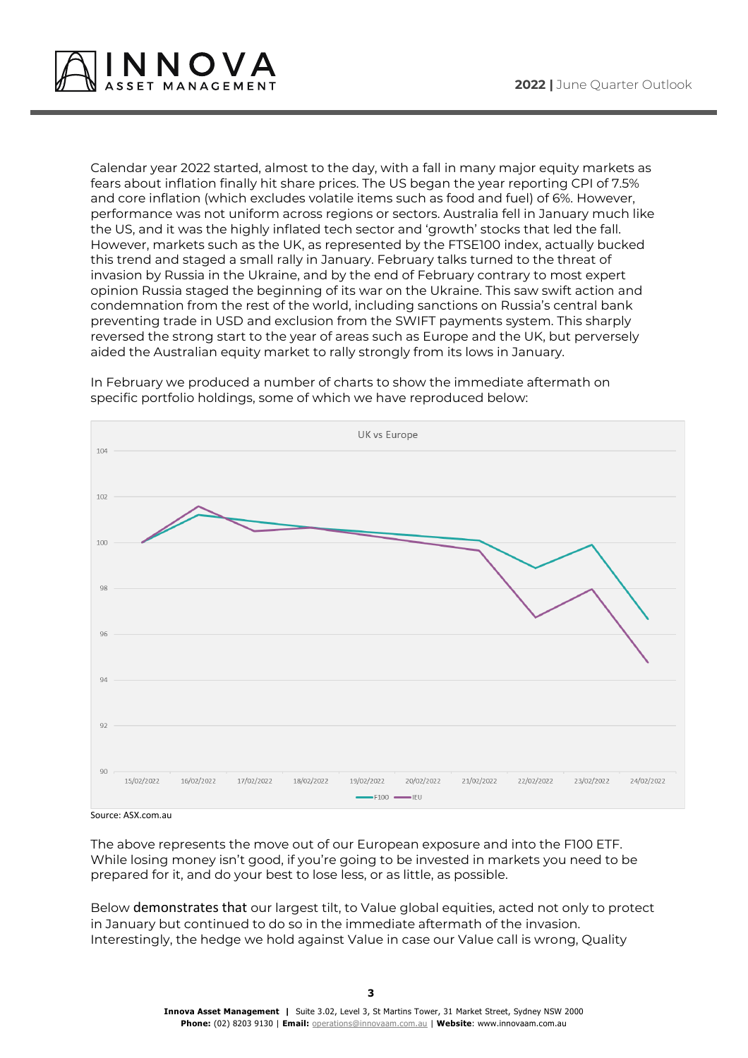Calendar year 2022 started, almost to the day, with a fall in many major equity markets as fears about inflation finally hit share prices. The US began the year reporting CPI of 7.5% and core inflation (which excludes volatile items such as food and fuel) of 6%. However, performance was not uniform across regions or sectors. Australia fell in January much like the US, and it was the highly inflated tech sector and 'growth' stocks that led the fall. However, markets such as the UK, as represented by the FTSE100 index, actually bucked this trend and staged a small rally in January. February talks turned to the threat of invasion by Russia in the Ukraine, and by the end of February contrary to most expert opinion Russia staged the beginning of its war on the Ukraine. This saw swift action and condemnation from the rest of the world, including sanctions on Russia's central bank preventing trade in USD and exclusion from the SWIFT payments system. This sharply reversed the strong start to the year of areas such as Europe and the UK, but perversely aided the Australian equity market to rally strongly from its lows in January.

In February we produced a number of charts to show the immediate aftermath on specific portfolio holdings, some of which we have reproduced below:

Source: ASX.com.au

The above represents the move out of our European exposure and into the F100 ETF. While losing money isn't good, if you're going to be invested in markets you need to be prepared for it, and do your best to lose less, or as little, as possible.

Below demonstrates that our largest tilt, to Value global equities, acted not only to protect in January but continued to do so in the immediate aftermath of the invasion. Interestingly, the hedge we hold against Value in case our Value call is wrong, Quality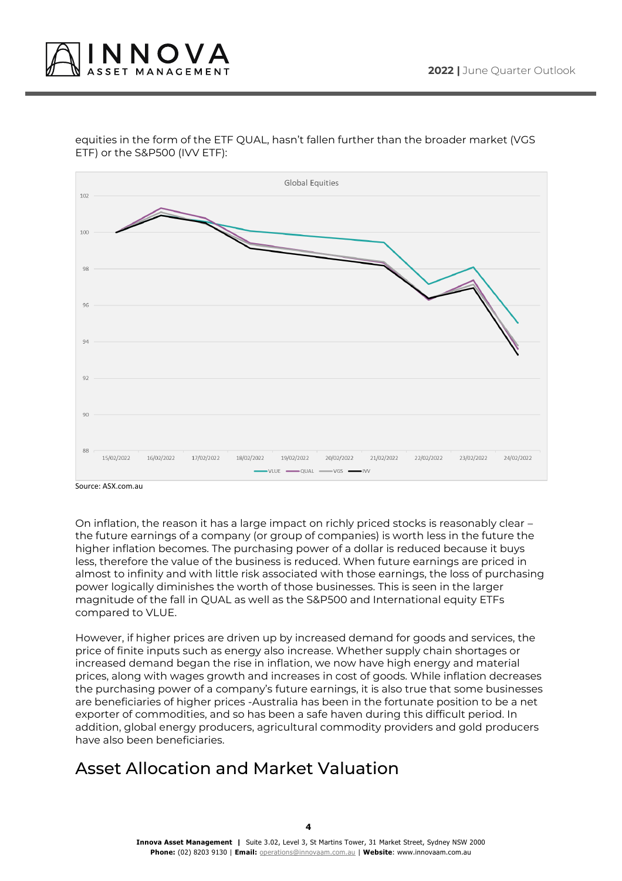equities in the form of the ETF QUAL, hasn't fallen further than the broader market (VGS ETF) or the S&P500 (IVV ETF):

Source: ASX.com.au

On inflation, the reason it has a large impact on richly priced stocks is reasonably clear – the future earnings of a company (or group of companies) is worth less in the future the higher inflation becomes. The purchasing power of a dollar is reduced because it buys less, therefore the value of the business is reduced. When future earnings are priced in almost to infinity and with little risk associated with those earnings, the loss of purchasing power logically diminishes the worth of those businesses. This is seen in the larger magnitude of the fall in QUAL as well as the S&P500 and International equity ETFs compared to VLUE.

However, if higher prices are driven up by increased demand for goods and services, the price of finite inputs such as energy also increase. Whether supply chain shortages or increased demand began the rise in inflation, we now have high energy and material prices, along with wages growth and increases in cost of goods. While inflation decreases the purchasing power of a company's future earnings, it is also true that some businesses are beneficiaries of higher prices -Australia has been in the fortunate position to be a net exporter of commodities, and so has been a safe haven during this difficult period. In addition, global energy producers, agricultural commodity providers and gold producers have also been beneficiaries.

## Asset Allocation and Market Valuation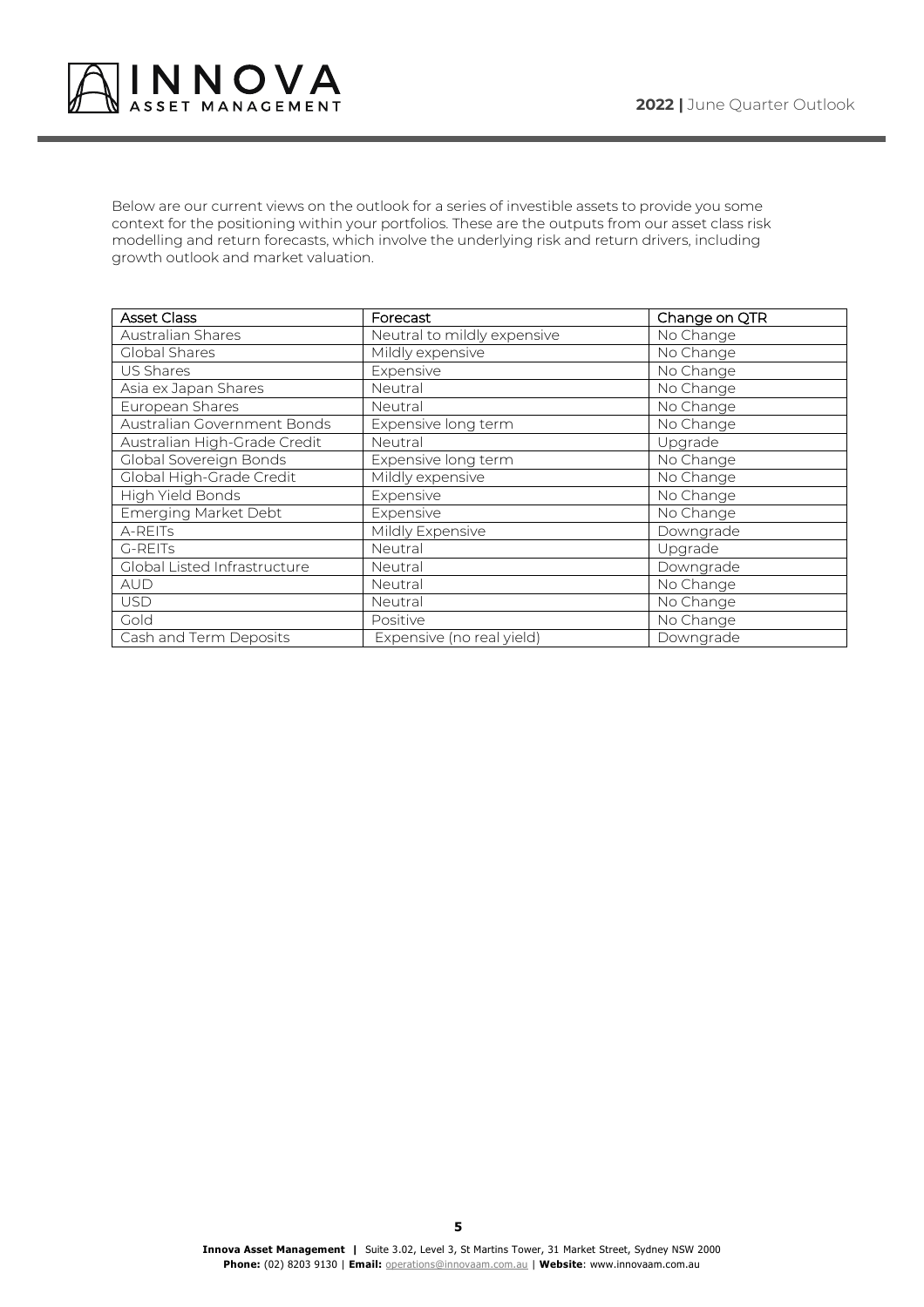Below are our current views on the outlook for a series of investible assets to provide you some context for the positioning within your portfolios. These are the outputs from our asset class risk modelling and return forecasts, which involve the underlying risk and return drivers, including growth outlook and market valuation.

| Asset Class | Forecast | Change on QTR |
|---|---|---|
| Australian Shares | Neutral to mildly expensive | No Change |
| Global Shares | Mildly expensive | No Change |
| US Shares | Expensive | No Change |
| Asia ex Japan Shares | Neutral | No Change |
| European Shares | Neutral | No Change |
| Australian Government Bonds | Expensive long term | No Change |
| Australian High-Grade Credit | Neutral | Upgrade |
| Global Sovereign Bonds | Expensive long term | No Change |
| Global High-Grade Credit | Mildly expensive | No Change |
| High Yield Bonds | Expensive | No Change |
| Emerging Market Debt | Expensive | No Change |
| A-REITs | Mildly Expensive | Downgrade |
| G-REITs | Neutral | Upgrade |
| Global Listed Infrastructure | Neutral | Downgrade |
| AUD | Neutral | No Change |
| USD | Neutral | No Change |
| Gold | Positive | No Change |
| Cash and Term Deposits | Expensive (no real yield) | Downgrade |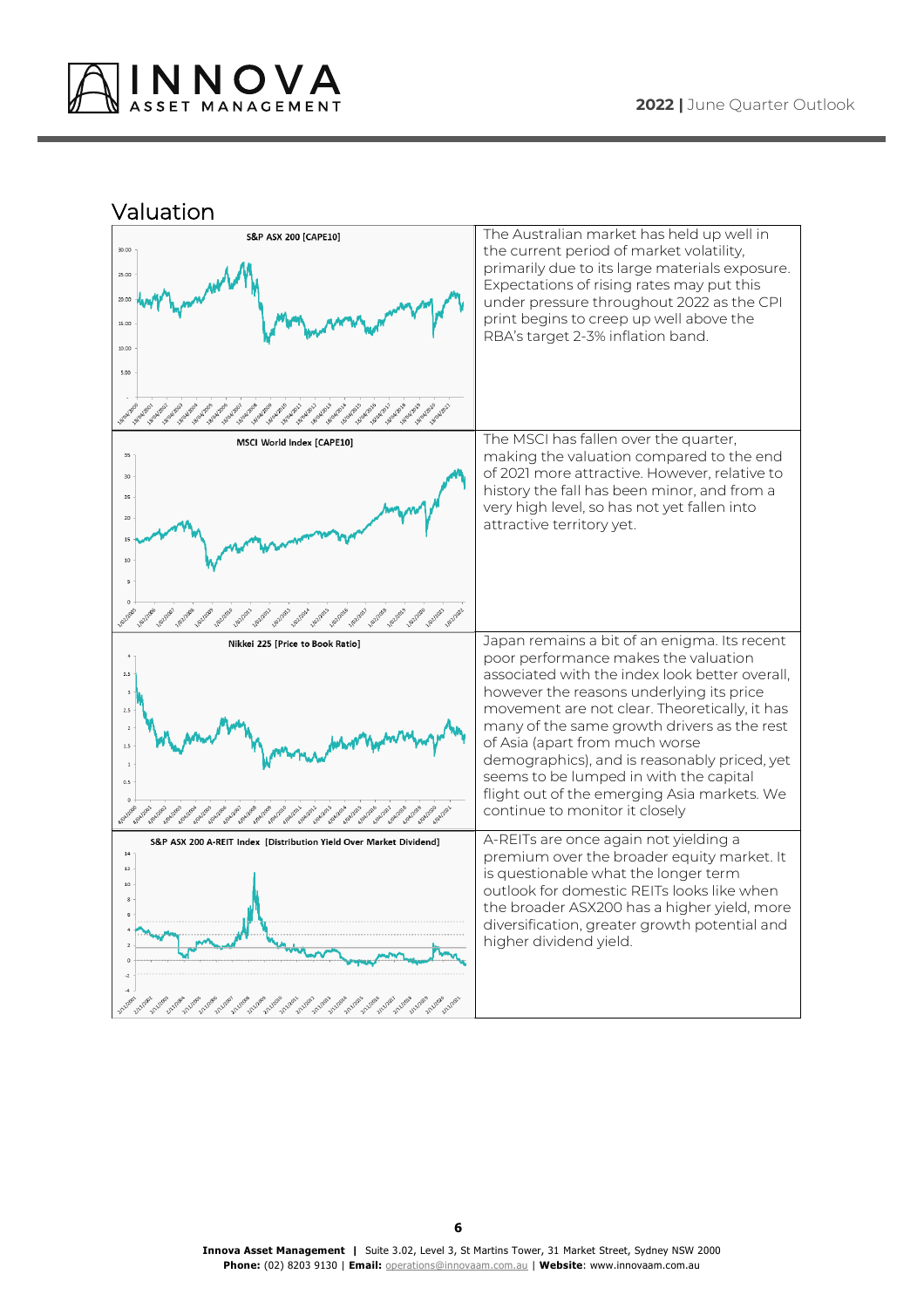## Valuation

| Chart | Commentary |
|---|---|
| S&P ASX 200 [CAPE10] | The Australian market has held up well in the current period of market volatility, primarily due to its large materials exposure. Expectations of rising rates may put this under pressure throughout 2022 as the CPI print begins to creep up well above the RBA's target 2-3% inflation band. |
| MSCI World Index [CAPE10] | The MSCI has fallen over the quarter, making the valuation compared to the end of 2021 more attractive. However, relative to history the fall has been minor, and from a very high level, so has not yet fallen into attractive territory yet. |
| Nikkei 225 [Price to Book Ratio] | Japan remains a bit of an enigma. Its recent poor performance makes the valuation associated with the index look better overall, however the reasons underlying its price movement are not clear. Theoretically, it has many of the same growth drivers as the rest of Asia (apart from much worse demographics), and is reasonably priced, yet seems to be lumped in with the capital flight out of the emerging Asia markets. We continue to monitor it closely |
| S&P ASX 200 A-REIT Index [Distribution Yield Over Market Dividend] | A-REITs are once again not yielding a premium over the broader equity market. It is questionable what the longer term outlook for domestic REITs looks like when the broader ASX200 has a higher yield, more diversification, greater growth potential and higher dividend yield. |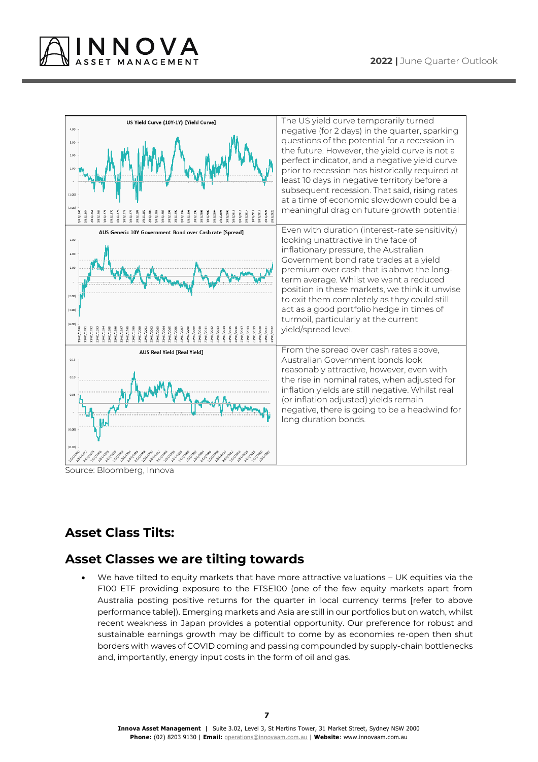| | |
|---|---|
| **US Yield Curve (10Y-1Y) [Yield Curve]** | The US yield curve temporarily turned negative (for 2 days) in the quarter, sparking questions of the potential for a recession in the future. However, the yield curve is not a perfect indicator, and a negative yield curve prior to recession has historically required at least 10 days in negative territory before a subsequent recession. That said, rising rates at a time of economic slowdown could be a meaningful drag on future growth potential |
| **AUS Generic 10Y Government Bond over Cash rate [Spread]** | Even with duration (interest-rate sensitivity) looking unattractive in the face of inflationary pressure, the Australian Government bond rate trades at a yield premium over cash that is above the long-term average. Whilst we want a reduced position in these markets, we think it unwise to exit them completely as they could still act as a good portfolio hedge in times of turmoil, particularly at the current yield/spread level. |
| **AUS Real Yield [Real Yield]** | From the spread over cash rates above, Australian Government bonds look reasonably attractive, however, even with the rise in nominal rates, when adjusted for inflation yields are still negative. Whilst real (or inflation adjusted) yields remain negative, there is going to be a headwind for long duration bonds. |

Source: Bloomberg, Innova

## Asset Class Tilts:

## Asset Classes we are tilting towards

- We have tilted to equity markets that have more attractive valuations – UK equities via the F100 ETF providing exposure to the FTSE100 (one of the few equity markets apart from Australia posting positive returns for the quarter in local currency terms [refer to above performance table]). Emerging markets and Asia are still in our portfolios but on watch, whilst recent weakness in Japan provides a potential opportunity. Our preference for robust and sustainable earnings growth may be difficult to come by as economies re-open then shut borders with waves of COVID coming and passing compounded by supply-chain bottlenecks and, importantly, energy input costs in the form of oil and gas.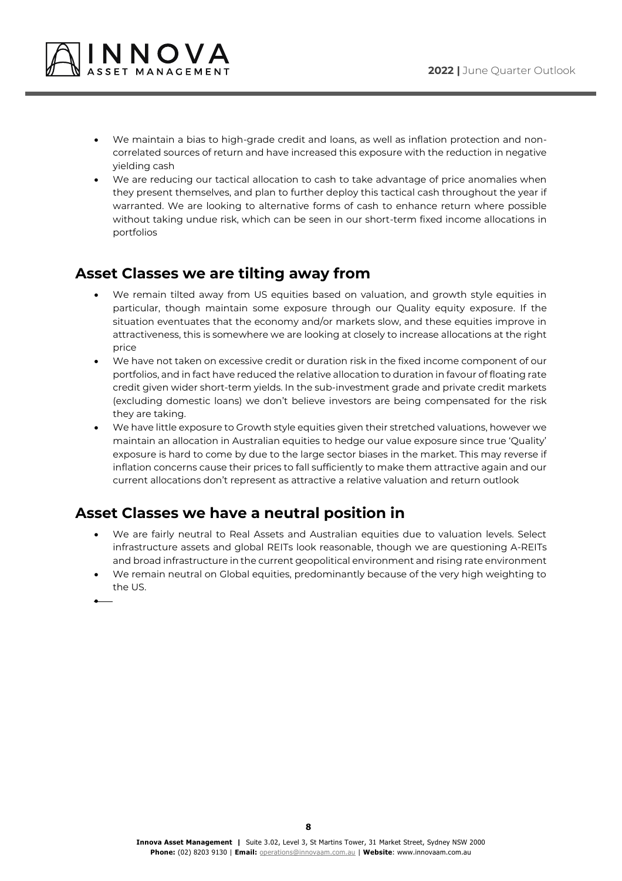- We maintain a bias to high-grade credit and loans, as well as inflation protection and non-correlated sources of return and have increased this exposure with the reduction in negative yielding cash
- We are reducing our tactical allocation to cash to take advantage of price anomalies when they present themselves, and plan to further deploy this tactical cash throughout the year if warranted. We are looking to alternative forms of cash to enhance return where possible without taking undue risk, which can be seen in our short-term fixed income allocations in portfolios

## Asset Classes we are tilting away from

- We remain tilted away from US equities based on valuation, and growth style equities in particular, though maintain some exposure through our Quality equity exposure. If the situation eventuates that the economy and/or markets slow, and these equities improve in attractiveness, this is somewhere we are looking at closely to increase allocations at the right price
- We have not taken on excessive credit or duration risk in the fixed income component of our portfolios, and in fact have reduced the relative allocation to duration in favour of floating rate credit given wider short-term yields. In the sub-investment grade and private credit markets (excluding domestic loans) we don't believe investors are being compensated for the risk they are taking.
- We have little exposure to Growth style equities given their stretched valuations, however we maintain an allocation in Australian equities to hedge our value exposure since true 'Quality' exposure is hard to come by due to the large sector biases in the market. This may reverse if inflation concerns cause their prices to fall sufficiently to make them attractive again and our current allocations don't represent as attractive a relative valuation and return outlook

## Asset Classes we have a neutral position in

- We are fairly neutral to Real Assets and Australian equities due to valuation levels. Select infrastructure assets and global REITs look reasonable, though we are questioning A-REITs and broad infrastructure in the current geopolitical environment and rising rate environment
- We remain neutral on Global equities, predominantly because of the very high weighting to the US.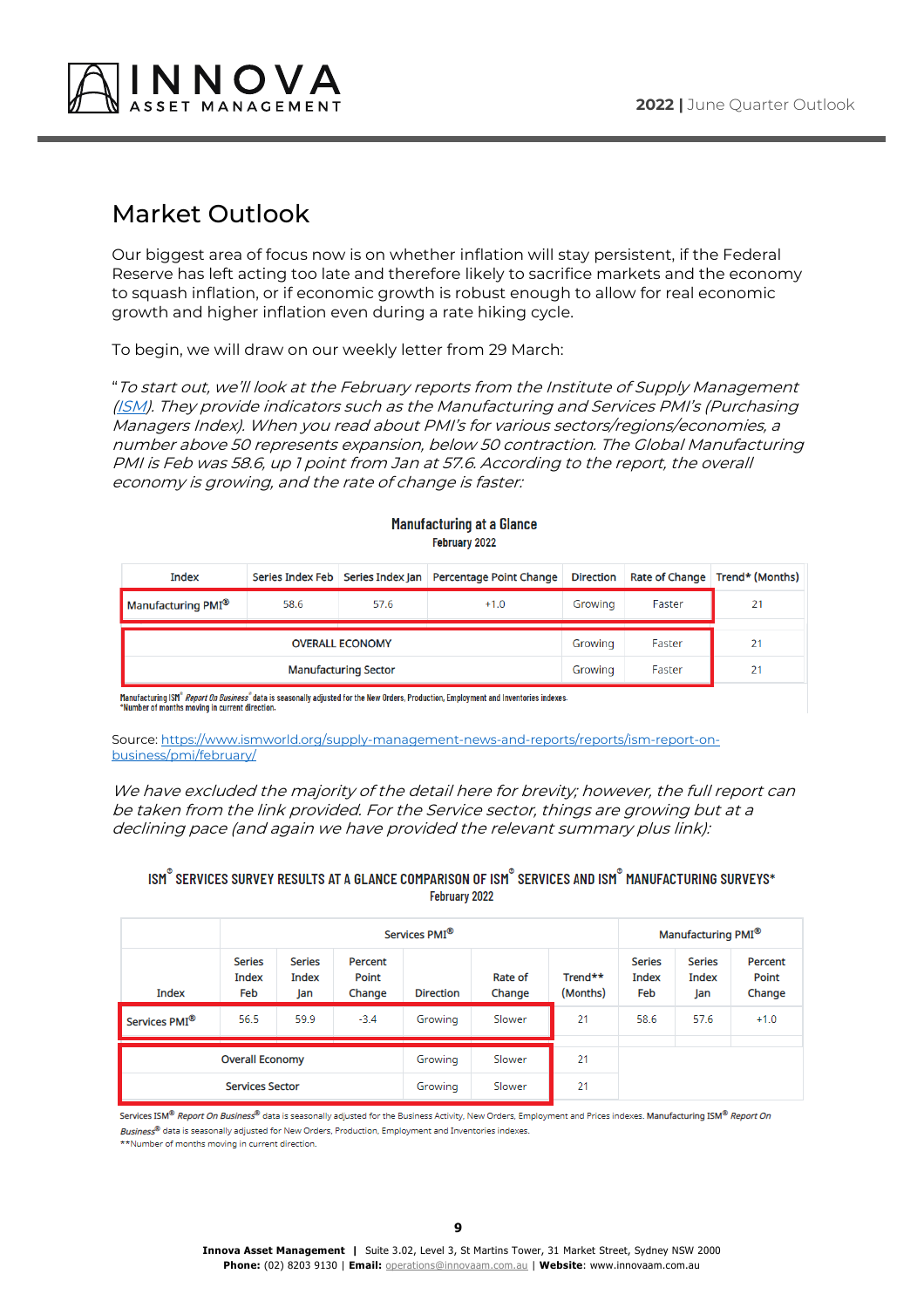## Market Outlook

Our biggest area of focus now is on whether inflation will stay persistent, if the Federal Reserve has left acting too late and therefore likely to sacrifice markets and the economy to squash inflation, or if economic growth is robust enough to allow for real economic growth and higher inflation even during a rate hiking cycle.

To begin, we will draw on our weekly letter from 29 March:

"*To start out, we'll look at the February reports from the Institute of Supply Management (ISM). They provide indicators such as the Manufacturing and Services PMI's (Purchasing Managers Index). When you read about PMI's for various sectors/regions/economies, a number above 50 represents expansion, below 50 contraction. The Global Manufacturing PMI is Feb was 58.6, up 1 point from Jan at 57.6. According to the report, the overall economy is growing, and the rate of change is faster:*

**Manufacturing at a Glance**
**February 2022**

| Index | Series Index Feb | Series Index Jan | Percentage Point Change | Direction | Rate of Change | Trend* (Months) |
|---|---|---|---|---|---|---|
| Manufacturing PMI® | 58.6 | 57.6 | +1.0 | Growing | Faster | 21 |
| OVERALL ECONOMY | | | | Growing | Faster | 21 |
| Manufacturing Sector | | | | Growing | Faster | 21 |

Manufacturing ISM® *Report On Business®* data is seasonally adjusted for the New Orders, Production, Employment and Inventories indexes.
*Number of months moving in current direction.

Source: https://www.ismworld.org/supply-management-news-and-reports/reports/ism-report-on-business/pmi/february/

*We have excluded the majority of the detail here for brevity; however, the full report can be taken from the link provided. For the Service sector, things are growing but at a declining pace (and again we have provided the relevant summary plus link):*

**ISM® SERVICES SURVEY RESULTS AT A GLANCE COMPARISON OF ISM® SERVICES AND ISM® MANUFACTURING SURVEYS***
**February 2022**

| | Services PMI® | | | | | | Manufacturing PMI® | | |
|---|---|---|---|---|---|---|---|---|---|
| Index | Series Index Feb | Series Index Jan | Percent Point Change | Direction | Rate of Change | Trend** (Months) | Series Index Feb | Series Index Jan | Percent Point Change |
| Services PMI® | 56.5 | 59.9 | -3.4 | Growing | Slower | 21 | 58.6 | 57.6 | +1.0 |
| Overall Economy | | | | Growing | Slower | 21 | | | |
| Services Sector | | | | Growing | Slower | 21 | | | |

Services ISM® *Report On Business®* data is seasonally adjusted for the Business Activity, New Orders, Employment and Prices indexes. Manufacturing ISM® *Report On Business®* data is seasonally adjusted for New Orders, Production, Employment and Inventories indexes.
**Number of months moving in current direction.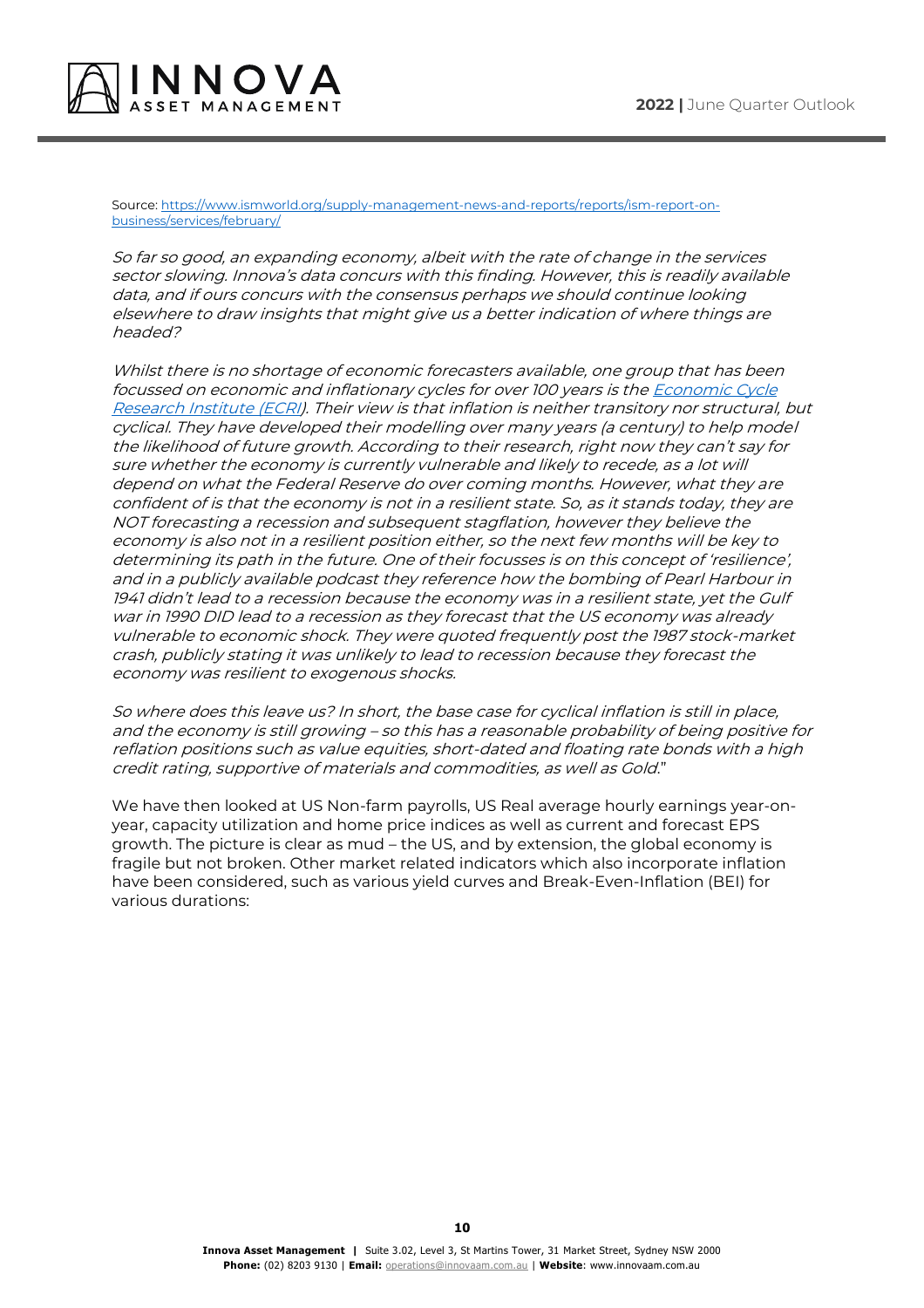Source: [https://www.ismworld.org/supply-management-news-and-reports/reports/ism-report-on-business/services/february/](https://www.ismworld.org/supply-management-news-and-reports/reports/ism-report-on-business/services/february/)

*So far so good, an expanding economy, albeit with the rate of change in the services sector slowing. Innova's data concurs with this finding. However, this is readily available data, and if ours concurs with the consensus perhaps we should continue looking elsewhere to draw insights that might give us a better indication of where things are headed?*

*Whilst there is no shortage of economic forecasters available, one group that has been focussed on economic and inflationary cycles for over 100 years is the [Economic Cycle Research Institute (ECRI)](). Their view is that inflation is neither transitory nor structural, but cyclical. They have developed their modelling over many years (a century) to help model the likelihood of future growth. According to their research, right now they can't say for sure whether the economy is currently vulnerable and likely to recede, as a lot will depend on what the Federal Reserve do over coming months. However, what they are confident of is that the economy is not in a resilient state. So, as it stands today, they are NOT forecasting a recession and subsequent stagflation, however they believe the economy is also not in a resilient position either, so the next few months will be key to determining its path in the future. One of their focusses is on this concept of 'resilience', and in a publicly available podcast they reference how the bombing of Pearl Harbour in 1941 didn't lead to a recession because the economy was in a resilient state, yet the Gulf war in 1990 DID lead to a recession as they forecast that the US economy was already vulnerable to economic shock. They were quoted frequently post the 1987 stock-market crash, publicly stating it was unlikely to lead to recession because they forecast the economy was resilient to exogenous shocks.*

*So where does this leave us? In short, the base case for cyclical inflation is still in place, and the economy is still growing – so this has a reasonable probability of being positive for reflation positions such as value equities, short-dated and floating rate bonds with a high credit rating, supportive of materials and commodities, as well as Gold.*"

We have then looked at US Non-farm payrolls, US Real average hourly earnings year-on-year, capacity utilization and home price indices as well as current and forecast EPS growth. The picture is clear as mud – the US, and by extension, the global economy is fragile but not broken. Other market related indicators which also incorporate inflation have been considered, such as various yield curves and Break-Even-Inflation (BEI) for various durations: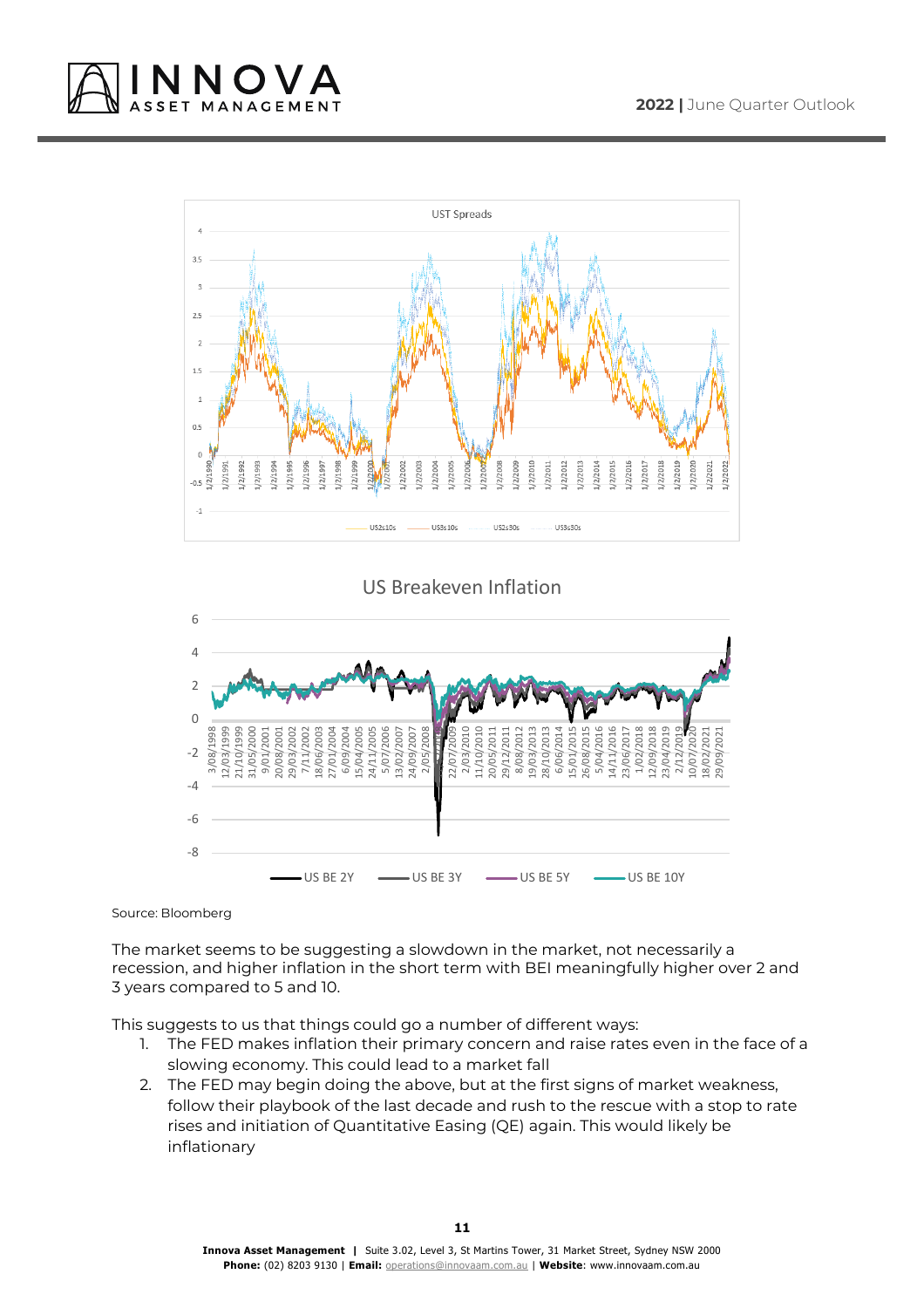Source: Bloomberg

The market seems to be suggesting a slowdown in the market, not necessarily a recession, and higher inflation in the short term with BEI meaningfully higher over 2 and 3 years compared to 5 and 10.

This suggests to us that things could go a number of different ways:

1. The FED makes inflation their primary concern and raise rates even in the face of a slowing economy. This could lead to a market fall
2. The FED may begin doing the above, but at the first signs of market weakness, follow their playbook of the last decade and rush to the rescue with a stop to rate rises and initiation of Quantitative Easing (QE) again. This would likely be inflationary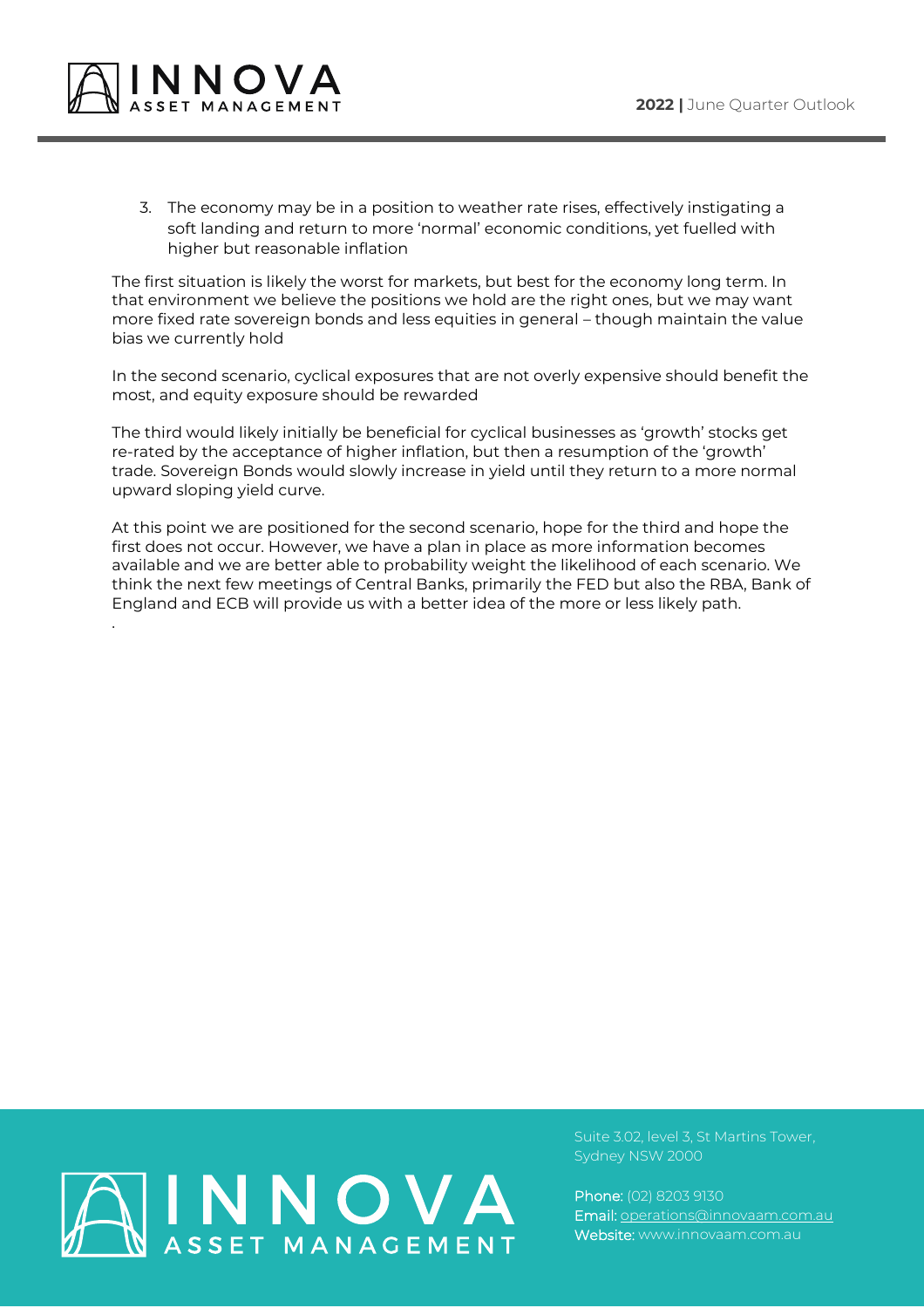3. The economy may be in a position to weather rate rises, effectively instigating a soft landing and return to more 'normal' economic conditions, yet fuelled with higher but reasonable inflation

The first situation is likely the worst for markets, but best for the economy long term. In that environment we believe the positions we hold are the right ones, but we may want more fixed rate sovereign bonds and less equities in general – though maintain the value bias we currently hold

In the second scenario, cyclical exposures that are not overly expensive should benefit the most, and equity exposure should be rewarded

The third would likely initially be beneficial for cyclical businesses as 'growth' stocks get re-rated by the acceptance of higher inflation, but then a resumption of the 'growth' trade. Sovereign Bonds would slowly increase in yield until they return to a more normal upward sloping yield curve.

At this point we are positioned for the second scenario, hope for the third and hope the first does not occur. However, we have a plan in place as more information becomes available and we are better able to probability weight the likelihood of each scenario. We think the next few meetings of Central Banks, primarily the FED but also the RBA, Bank of England and ECB will provide us with a better idea of the more or less likely path.

INNOVA ASSET MANAGEMENT

Suite 3.02, level 3, St Martins Tower, Sydney NSW 2000

Phone: (02) 8203 9130
Email: operations@innovaam.com.au
Website: www.innovaam.com.au